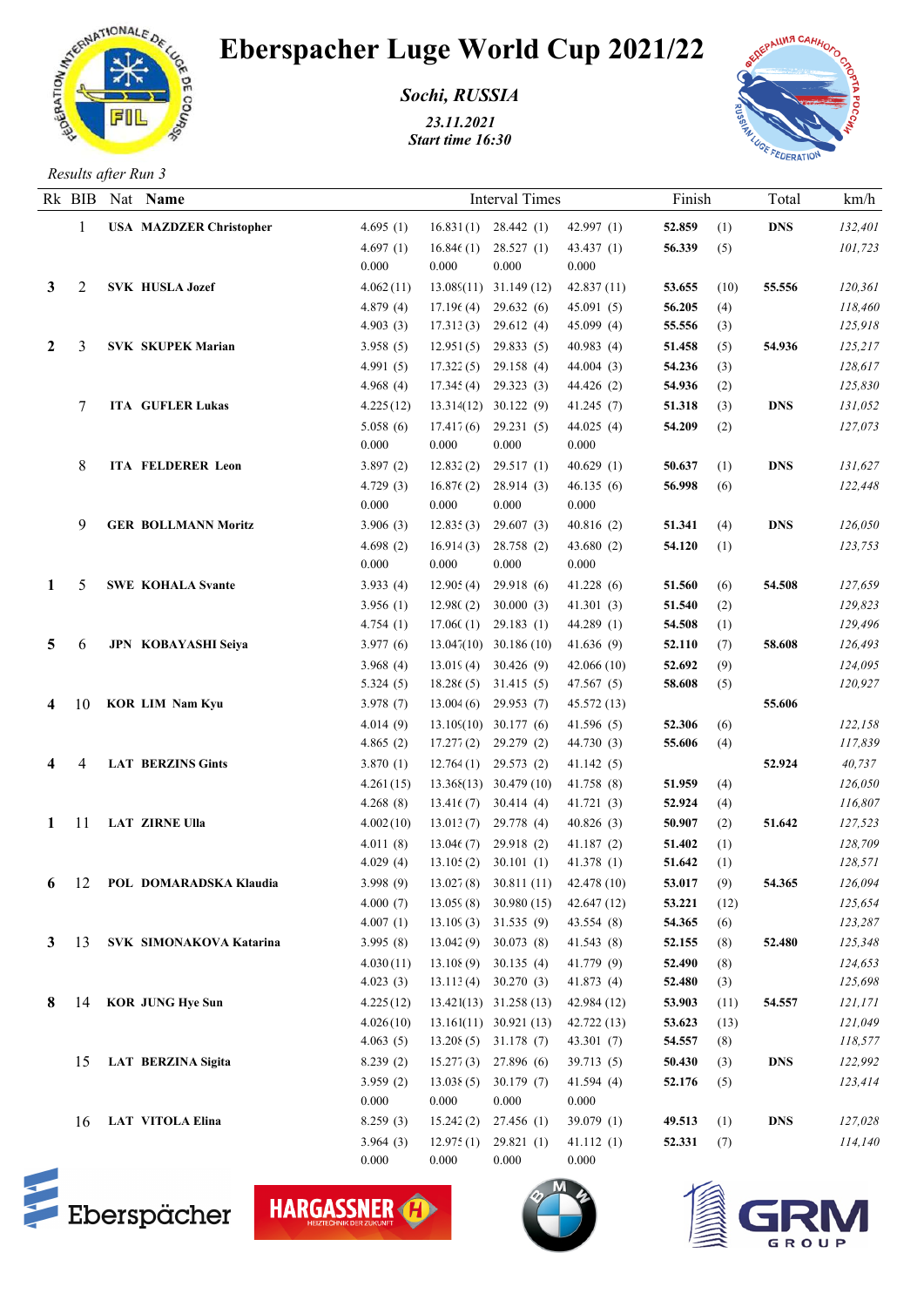# Eberspacher Luge World Cup 2021/22

***Sochi, RUSSIA***

*23.11.2021*
*Start time 16:30*

*Results after Run 3*

| Rk | BIB | Nat | Name | Interval Times | | | | Finish | | Total | km/h |
|---|---|---|---|---|---|---|---|---|---|---|---|
| | 1 | USA | MAZDZER Christopher | 4.695 (1) | 16.831 (1) | 28.442 (1) | 42.997 (1) | 52.859 | (1) | DNS | 132,401 |
| | | | | 4.697 (1) | 16.846 (1) | 28.527 (1) | 43.437 (1) | 56.339 | (5) | | 101,723 |
| | | | | 0.000 | 0.000 | 0.000 | 0.000 | | | | |
| 3 | 2 | SVK | HUSLA Jozef | 4.062 (11) | 13.089 (11) | 31.149 (12) | 42.837 (11) | 53.655 | (10) | 55.556 | 120,361 |
| | | | | 4.879 (4) | 17.196 (4) | 29.632 (6) | 45.091 (5) | 56.205 | (4) | | 118,460 |
| | | | | 4.903 (3) | 17.313 (3) | 29.612 (4) | 45.099 (4) | 55.556 | (3) | | 125,918 |
| 2 | 3 | SVK | SKUPEK Marian | 3.958 (5) | 12.951 (5) | 29.833 (5) | 40.983 (4) | 51.458 | (5) | 54.936 | 125,217 |
| | | | | 4.991 (5) | 17.322 (5) | 29.158 (4) | 44.004 (3) | 54.236 | (3) | | 128,617 |
| | | | | 4.968 (4) | 17.345 (4) | 29.323 (3) | 44.426 (2) | 54.936 | (2) | | 125,830 |
| | 7 | ITA | GUFLER Lukas | 4.225 (12) | 13.314 (12) | 30.122 (9) | 41.245 (7) | 51.318 | (3) | DNS | 131,052 |
| | | | | 5.058 (6) | 17.417 (6) | 29.231 (5) | 44.025 (4) | 54.209 | (2) | | 127,073 |
| | | | | 0.000 | 0.000 | 0.000 | 0.000 | | | | |
| | 8 | ITA | FELDERER Leon | 3.897 (2) | 12.832 (2) | 29.517 (1) | 40.629 (1) | 50.637 | (1) | DNS | 131,627 |
| | | | | 4.729 (3) | 16.876 (2) | 28.914 (3) | 46.135 (6) | 56.998 | (6) | | 122,448 |
| | | | | 0.000 | 0.000 | 0.000 | 0.000 | | | | |
| | 9 | GER | BOLLMANN Moritz | 3.906 (3) | 12.835 (3) | 29.607 (3) | 40.816 (2) | 51.341 | (4) | DNS | 126,050 |
| | | | | 4.698 (2) | 16.914 (3) | 28.758 (2) | 43.680 (2) | 54.120 | (1) | | 123,753 |
| | | | | 0.000 | 0.000 | 0.000 | 0.000 | | | | |
| 1 | 5 | SWE | KOHALA Svante | 3.933 (4) | 12.905 (4) | 29.918 (6) | 41.228 (6) | 51.560 | (6) | 54.508 | 127,659 |
| | | | | 3.956 (1) | 12.980 (2) | 30.000 (3) | 41.301 (3) | 51.540 | (2) | | 129,823 |
| | | | | 4.754 (1) | 17.060 (1) | 29.183 (1) | 44.289 (1) | 54.508 | (1) | | 129,496 |
| 5 | 6 | JPN | KOBAYASHI Seiya | 3.977 (6) | 13.047 (10) | 30.186 (10) | 41.636 (9) | 52.110 | (7) | 58.608 | 126,493 |
| | | | | 3.968 (4) | 13.019 (4) | 30.426 (9) | 42.066 (10) | 52.692 | (9) | | 124,095 |
| | | | | 5.324 (5) | 18.286 (5) | 31.415 (5) | 47.567 (5) | 58.608 | (5) | | 120,927 |
| 4 | 10 | KOR | LIM Nam Kyu | 3.978 (7) | 13.004 (6) | 29.953 (7) | 45.572 (13) | | | 55.606 | |
| | | | | 4.014 (9) | 13.109 (10) | 30.177 (6) | 41.596 (5) | 52.306 | (6) | | 122,158 |
| | | | | 4.865 (2) | 17.277 (2) | 29.279 (2) | 44.730 (3) | 55.606 | (4) | | 117,839 |
| 4 | 4 | LAT | BERZINS Gints | 3.870 (1) | 12.764 (1) | 29.573 (2) | 41.142 (5) | | | 52.924 | 40,737 |
| | | | | 4.261 (15) | 13.368 (13) | 30.479 (10) | 41.758 (8) | 51.959 | (4) | | 126,050 |
| | | | | 4.268 (8) | 13.416 (7) | 30.414 (4) | 41.721 (3) | 52.924 | (4) | | 116,807 |
| 1 | 11 | LAT | ZIRNE Ulla | 4.002 (10) | 13.013 (7) | 29.778 (4) | 40.826 (3) | 50.907 | (2) | 51.642 | 127,523 |
| | | | | 4.011 (8) | 13.046 (7) | 29.918 (2) | 41.187 (2) | 51.402 | (1) | | 128,709 |
| | | | | 4.029 (4) | 13.105 (2) | 30.101 (1) | 41.378 (1) | 51.642 | (1) | | 128,571 |
| 6 | 12 | POL | DOMARADSKA Klaudia | 3.998 (9) | 13.027 (8) | 30.811 (11) | 42.478 (10) | 53.017 | (9) | 54.365 | 126,094 |
| | | | | 4.000 (7) | 13.059 (8) | 30.980 (15) | 42.647 (12) | 53.221 | (12) | | 125,654 |
| | | | | 4.007 (1) | 13.109 (3) | 31.535 (9) | 43.554 (8) | 54.365 | (6) | | 123,287 |
| 3 | 13 | SVK | SIMONAKOVA Katarina | 3.995 (8) | 13.042 (9) | 30.073 (8) | 41.543 (8) | 52.155 | (8) | 52.480 | 125,348 |
| | | | | 4.030 (11) | 13.108 (9) | 30.135 (4) | 41.779 (9) | 52.490 | (8) | | 124,653 |
| | | | | 4.023 (3) | 13.113 (4) | 30.270 (3) | 41.873 (4) | 52.480 | (3) | | 125,698 |
| 8 | 14 | KOR | JUNG Hye Sun | 4.225 (12) | 13.421 (13) | 31.258 (13) | 42.984 (12) | 53.903 | (11) | 54.557 | 121,171 |
| | | | | 4.026 (10) | 13.161 (11) | 30.921 (13) | 42.722 (13) | 53.623 | (13) | | 121,049 |
| | | | | 4.063 (5) | 13.208 (5) | 31.178 (7) | 43.301 (7) | 54.557 | (8) | | 118,577 |
| | 15 | LAT | BERZINA Sigita | 8.239 (2) | 15.277 (3) | 27.896 (6) | 39.713 (5) | 50.430 | (3) | DNS | 122,992 |
| | | | | 3.959 (2) | 13.038 (5) | 30.179 (7) | 41.594 (4) | 52.176 | (5) | | 123,414 |
| | | | | 0.000 | 0.000 | 0.000 | 0.000 | | | | |
| | 16 | LAT | VITOLA Elina | 8.259 (3) | 15.242 (2) | 27.456 (1) | 39.079 (1) | 49.513 | (1) | DNS | 127,028 |
| | | | | 3.964 (3) | 12.975 (1) | 29.821 (1) | 41.112 (1) | 52.331 | (7) | | 114,140 |
| | | | | 0.000 | 0.000 | 0.000 | 0.000 | | | | |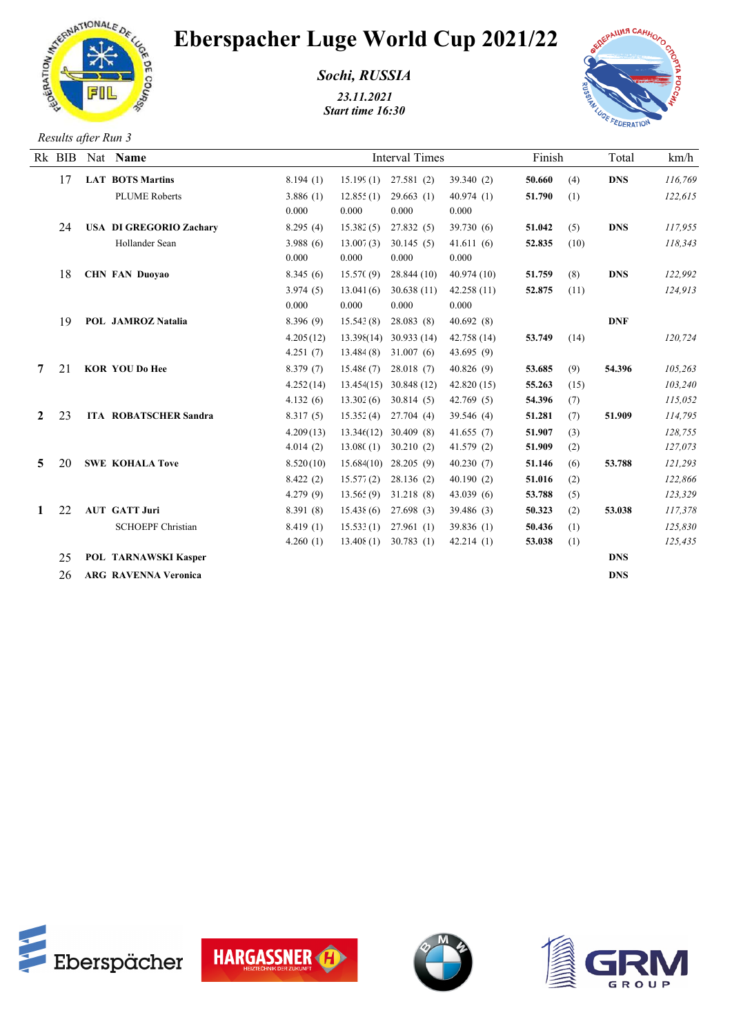# Eberspacher Luge World Cup 2021/22

*Sochi, RUSSIA*

*23.11.2021*
*Start time 16:30*

*Results after Run 3*

| Rk | BIB | Nat | Name | Interval Times | | | | Finish | | Total | km/h |
|---|---|---|---|---|---|---|---|---|---|---|---|
| | 17 | LAT | **BOTS Martins** | 8.194 (1) | 15.199 (1) | 27.581 (2) | 39.340 (2) | **50.660** | (4) | **DNS** | *116,769* |
| | | | PLUME Roberts | 3.886 (1) | 12.855 (1) | 29.663 (1) | 40.974 (1) | **51.790** | (1) | | *122,615* |
| | | | | 0.000 | 0.000 | 0.000 | 0.000 | | | | |
| | 24 | USA | **DI GREGORIO Zachary** | 8.295 (4) | 15.382 (5) | 27.832 (5) | 39.730 (6) | **51.042** | (5) | **DNS** | *117,955* |
| | | | Hollander Sean | 3.988 (6) | 13.007 (3) | 30.145 (5) | 41.611 (6) | **52.835** | (10) | | *118,343* |
| | | | | 0.000 | 0.000 | 0.000 | 0.000 | | | | |
| | 18 | CHN | **FAN Duoyao** | 8.345 (6) | 15.570 (9) | 28.844 (10) | 40.974 (10) | **51.759** | (8) | **DNS** | *122,992* |
| | | | | 3.974 (5) | 13.041 (6) | 30.638 (11) | 42.258 (11) | **52.875** | (11) | | *124,913* |
| | | | | 0.000 | 0.000 | 0.000 | 0.000 | | | | |
| | 19 | POL | **JAMROZ Natalia** | 8.396 (9) | 15.543 (8) | 28.083 (8) | 40.692 (8) | | | **DNF** | |
| | | | | 4.205 (12) | 13.398 (14) | 30.933 (14) | 42.758 (14) | **53.749** | (14) | | *120,724* |
| | | | | 4.251 (7) | 13.484 (8) | 31.007 (6) | 43.695 (9) | | | | |
| **7** | 21 | KOR | **YOU Do Hee** | 8.379 (7) | 15.486 (7) | 28.018 (7) | 40.826 (9) | **53.685** | (9) | **54.396** | *105,263* |
| | | | | 4.252 (14) | 13.454 (15) | 30.848 (12) | 42.820 (15) | **55.263** | (15) | | *103,240* |
| | | | | 4.132 (6) | 13.302 (6) | 30.814 (5) | 42.769 (5) | **54.396** | (7) | | *115,052* |
| **2** | 23 | ITA | **ROBATSCHER Sandra** | 8.317 (5) | 15.352 (4) | 27.704 (4) | 39.546 (4) | **51.281** | (7) | **51.909** | *114,795* |
| | | | | 4.209 (13) | 13.346 (12) | 30.409 (8) | 41.655 (7) | **51.907** | (3) | | *128,755* |
| | | | | 4.014 (2) | 13.080 (1) | 30.210 (2) | 41.579 (2) | **51.909** | (2) | | *127,073* |
| **5** | 20 | SWE | **KOHALA Tove** | 8.520 (10) | 15.684 (10) | 28.205 (9) | 40.230 (7) | **51.146** | (6) | **53.788** | *121,293* |
| | | | | 8.422 (2) | 15.577 (2) | 28.136 (2) | 40.190 (2) | **51.016** | (2) | | *122,866* |
| | | | | 4.279 (9) | 13.565 (9) | 31.218 (8) | 43.039 (6) | **53.788** | (5) | | *123,329* |
| **1** | 22 | AUT | **GATT Juri** | 8.391 (8) | 15.438 (6) | 27.698 (3) | 39.486 (3) | **50.323** | (2) | **53.038** | *117,378* |
| | | | SCHOEPF Christian | 8.419 (1) | 15.533 (1) | 27.961 (1) | 39.836 (1) | **50.436** | (1) | | *125,830* |
| | | | | 4.260 (1) | 13.408 (1) | 30.783 (1) | 42.214 (1) | **53.038** | (1) | | *125,435* |
| | 25 | POL | **TARNAWSKI Kasper** | | | | | | | **DNS** | |
| | 26 | ARG | **RAVENNA Veronica** | | | | | | | **DNS** | |